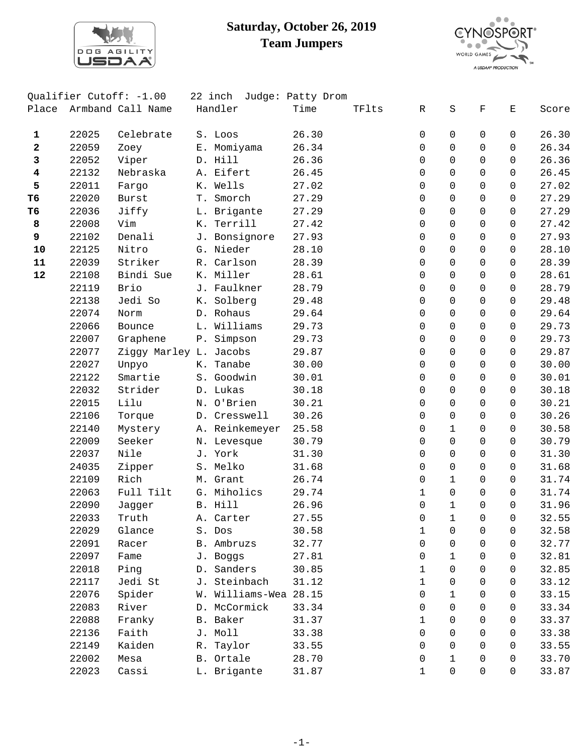# Saturday, October 26, 2019
## Team Jumpers

Qualifier Cutoff: -1.00    22 inch  Judge: Patty Drom

| Place | Armband | Call Name | Handler | Time | TFlts | R | S | F | E | Score |
|---|---|---|---|---|---|---|---|---|---|---|
| **1** | 22025 | Celebrate | S. Loos | 26.30 | | 0 | 0 | 0 | 0 | 26.30 |
| **2** | 22059 | Zoey | E. Momiyama | 26.34 | | 0 | 0 | 0 | 0 | 26.34 |
| **3** | 22052 | Viper | D. Hill | 26.36 | | 0 | 0 | 0 | 0 | 26.36 |
| **4** | 22132 | Nebraska | A. Eifert | 26.45 | | 0 | 0 | 0 | 0 | 26.45 |
| **5** | 22011 | Fargo | K. Wells | 27.02 | | 0 | 0 | 0 | 0 | 27.02 |
| **T6** | 22020 | Burst | T. Smorch | 27.29 | | 0 | 0 | 0 | 0 | 27.29 |
| **T6** | 22036 | Jiffy | L. Brigante | 27.29 | | 0 | 0 | 0 | 0 | 27.29 |
| **8** | 22008 | Vim | K. Terrill | 27.42 | | 0 | 0 | 0 | 0 | 27.42 |
| **9** | 22102 | Denali | J. Bonsignore | 27.93 | | 0 | 0 | 0 | 0 | 27.93 |
| **10** | 22125 | Nitro | G. Nieder | 28.10 | | 0 | 0 | 0 | 0 | 28.10 |
| **11** | 22039 | Striker | R. Carlson | 28.39 | | 0 | 0 | 0 | 0 | 28.39 |
| **12** | 22108 | Bindi Sue | K. Miller | 28.61 | | 0 | 0 | 0 | 0 | 28.61 |
| | 22119 | Brio | J. Faulkner | 28.79 | | 0 | 0 | 0 | 0 | 28.79 |
| | 22138 | Jedi So | K. Solberg | 29.48 | | 0 | 0 | 0 | 0 | 29.48 |
| | 22074 | Norm | D. Rohaus | 29.64 | | 0 | 0 | 0 | 0 | 29.64 |
| | 22066 | Bounce | L. Williams | 29.73 | | 0 | 0 | 0 | 0 | 29.73 |
| | 22007 | Graphene | P. Simpson | 29.73 | | 0 | 0 | 0 | 0 | 29.73 |
| | 22077 | Ziggy Marley | L. Jacobs | 29.87 | | 0 | 0 | 0 | 0 | 29.87 |
| | 22027 | Unpyo | K. Tanabe | 30.00 | | 0 | 0 | 0 | 0 | 30.00 |
| | 22122 | Smartie | S. Goodwin | 30.01 | | 0 | 0 | 0 | 0 | 30.01 |
| | 22032 | Strider | D. Lukas | 30.18 | | 0 | 0 | 0 | 0 | 30.18 |
| | 22015 | Lilu | N. O'Brien | 30.21 | | 0 | 0 | 0 | 0 | 30.21 |
| | 22106 | Torque | D. Cresswell | 30.26 | | 0 | 0 | 0 | 0 | 30.26 |
| | 22140 | Mystery | A. Reinkemeyer | 25.58 | | 0 | 1 | 0 | 0 | 30.58 |
| | 22009 | Seeker | N. Levesque | 30.79 | | 0 | 0 | 0 | 0 | 30.79 |
| | 22037 | Nile | J. York | 31.30 | | 0 | 0 | 0 | 0 | 31.30 |
| | 24035 | Zipper | S. Melko | 31.68 | | 0 | 0 | 0 | 0 | 31.68 |
| | 22109 | Rich | M. Grant | 26.74 | | 0 | 1 | 0 | 0 | 31.74 |
| | 22063 | Full Tilt | G. Miholics | 29.74 | | 1 | 0 | 0 | 0 | 31.74 |
| | 22090 | Jagger | B. Hill | 26.96 | | 0 | 1 | 0 | 0 | 31.96 |
| | 22033 | Truth | A. Carter | 27.55 | | 0 | 1 | 0 | 0 | 32.55 |
| | 22029 | Glance | S. Dos | 30.58 | | 1 | 0 | 0 | 0 | 32.58 |
| | 22091 | Racer | B. Ambruzs | 32.77 | | 0 | 0 | 0 | 0 | 32.77 |
| | 22097 | Fame | J. Boggs | 27.81 | | 0 | 1 | 0 | 0 | 32.81 |
| | 22018 | Ping | D. Sanders | 30.85 | | 1 | 0 | 0 | 0 | 32.85 |
| | 22117 | Jedi St | J. Steinbach | 31.12 | | 1 | 0 | 0 | 0 | 33.12 |
| | 22076 | Spider | W. Williams-Wea | 28.15 | | 0 | 1 | 0 | 0 | 33.15 |
| | 22083 | River | D. McCormick | 33.34 | | 0 | 0 | 0 | 0 | 33.34 |
| | 22088 | Franky | B. Baker | 31.37 | | 1 | 0 | 0 | 0 | 33.37 |
| | 22136 | Faith | J. Moll | 33.38 | | 0 | 0 | 0 | 0 | 33.38 |
| | 22149 | Kaiden | R. Taylor | 33.55 | | 0 | 0 | 0 | 0 | 33.55 |
| | 22002 | Mesa | B. Ortale | 28.70 | | 0 | 1 | 0 | 0 | 33.70 |
| | 22023 | Cassi | L. Brigante | 31.87 | | 1 | 0 | 0 | 0 | 33.87 |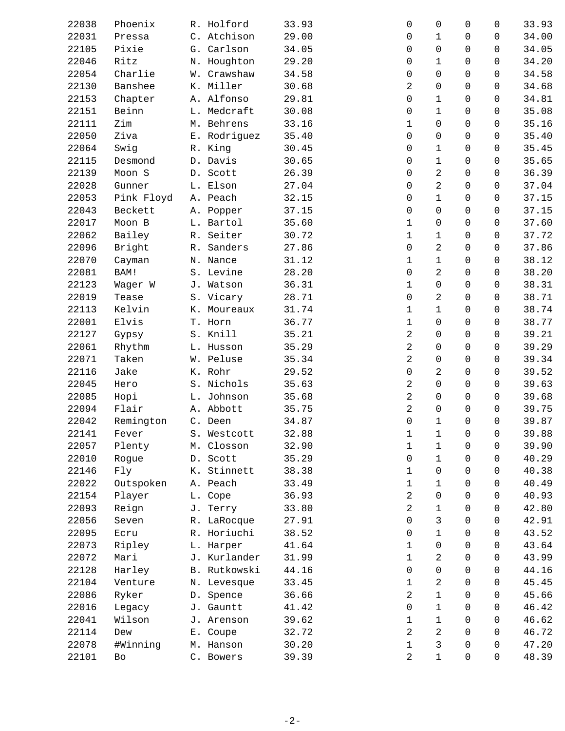| | | | | | | | | |
|---|---|---|---|---|---|---|---|---|
| 22038 | Phoenix | R. Holford | 33.93 | 0 | 0 | 0 | 0 | 33.93 |
| 22031 | Pressa | C. Atchison | 29.00 | 0 | 1 | 0 | 0 | 34.00 |
| 22105 | Pixie | G. Carlson | 34.05 | 0 | 0 | 0 | 0 | 34.05 |
| 22046 | Ritz | N. Houghton | 29.20 | 0 | 1 | 0 | 0 | 34.20 |
| 22054 | Charlie | W. Crawshaw | 34.58 | 0 | 0 | 0 | 0 | 34.58 |
| 22130 | Banshee | K. Miller | 30.68 | 2 | 0 | 0 | 0 | 34.68 |
| 22153 | Chapter | A. Alfonso | 29.81 | 0 | 1 | 0 | 0 | 34.81 |
| 22151 | Beinn | L. Medcraft | 30.08 | 0 | 1 | 0 | 0 | 35.08 |
| 22111 | Zim | M. Behrens | 33.16 | 1 | 0 | 0 | 0 | 35.16 |
| 22050 | Ziva | E. Rodriguez | 35.40 | 0 | 0 | 0 | 0 | 35.40 |
| 22064 | Swig | R. King | 30.45 | 0 | 1 | 0 | 0 | 35.45 |
| 22115 | Desmond | D. Davis | 30.65 | 0 | 1 | 0 | 0 | 35.65 |
| 22139 | Moon S | D. Scott | 26.39 | 0 | 2 | 0 | 0 | 36.39 |
| 22028 | Gunner | L. Elson | 27.04 | 0 | 2 | 0 | 0 | 37.04 |
| 22053 | Pink Floyd | A. Peach | 32.15 | 0 | 1 | 0 | 0 | 37.15 |
| 22043 | Beckett | A. Popper | 37.15 | 0 | 0 | 0 | 0 | 37.15 |
| 22017 | Moon B | L. Bartol | 35.60 | 1 | 0 | 0 | 0 | 37.60 |
| 22062 | Bailey | R. Seiter | 30.72 | 1 | 1 | 0 | 0 | 37.72 |
| 22096 | Bright | R. Sanders | 27.86 | 0 | 2 | 0 | 0 | 37.86 |
| 22070 | Cayman | N. Nance | 31.12 | 1 | 1 | 0 | 0 | 38.12 |
| 22081 | BAM! | S. Levine | 28.20 | 0 | 2 | 0 | 0 | 38.20 |
| 22123 | Wager W | J. Watson | 36.31 | 1 | 0 | 0 | 0 | 38.31 |
| 22019 | Tease | S. Vicary | 28.71 | 0 | 2 | 0 | 0 | 38.71 |
| 22113 | Kelvin | K. Moureaux | 31.74 | 1 | 1 | 0 | 0 | 38.74 |
| 22001 | Elvis | T. Horn | 36.77 | 1 | 0 | 0 | 0 | 38.77 |
| 22127 | Gypsy | S. Knill | 35.21 | 2 | 0 | 0 | 0 | 39.21 |
| 22061 | Rhythm | L. Husson | 35.29 | 2 | 0 | 0 | 0 | 39.29 |
| 22071 | Taken | W. Peluse | 35.34 | 2 | 0 | 0 | 0 | 39.34 |
| 22116 | Jake | K. Rohr | 29.52 | 0 | 2 | 0 | 0 | 39.52 |
| 22045 | Hero | S. Nichols | 35.63 | 2 | 0 | 0 | 0 | 39.63 |
| 22085 | Hopi | L. Johnson | 35.68 | 2 | 0 | 0 | 0 | 39.68 |
| 22094 | Flair | A. Abbott | 35.75 | 2 | 0 | 0 | 0 | 39.75 |
| 22042 | Remington | C. Deen | 34.87 | 0 | 1 | 0 | 0 | 39.87 |
| 22141 | Fever | S. Westcott | 32.88 | 1 | 1 | 0 | 0 | 39.88 |
| 22057 | Plenty | M. Closson | 32.90 | 1 | 1 | 0 | 0 | 39.90 |
| 22010 | Rogue | D. Scott | 35.29 | 0 | 1 | 0 | 0 | 40.29 |
| 22146 | Fly | K. Stinnett | 38.38 | 1 | 0 | 0 | 0 | 40.38 |
| 22022 | Outspoken | A. Peach | 33.49 | 1 | 1 | 0 | 0 | 40.49 |
| 22154 | Player | L. Cope | 36.93 | 2 | 0 | 0 | 0 | 40.93 |
| 22093 | Reign | J. Terry | 33.80 | 2 | 1 | 0 | 0 | 42.80 |
| 22056 | Seven | R. LaRocque | 27.91 | 0 | 3 | 0 | 0 | 42.91 |
| 22095 | Ecru | R. Horiuchi | 38.52 | 0 | 1 | 0 | 0 | 43.52 |
| 22073 | Ripley | L. Harper | 41.64 | 1 | 0 | 0 | 0 | 43.64 |
| 22072 | Mari | J. Kurlander | 31.99 | 1 | 2 | 0 | 0 | 43.99 |
| 22128 | Harley | B. Rutkowski | 44.16 | 0 | 0 | 0 | 0 | 44.16 |
| 22104 | Venture | N. Levesque | 33.45 | 1 | 2 | 0 | 0 | 45.45 |
| 22086 | Ryker | D. Spence | 36.66 | 2 | 1 | 0 | 0 | 45.66 |
| 22016 | Legacy | J. Gauntt | 41.42 | 0 | 1 | 0 | 0 | 46.42 |
| 22041 | Wilson | J. Arenson | 39.62 | 1 | 1 | 0 | 0 | 46.62 |
| 22114 | Dew | E. Coupe | 32.72 | 2 | 2 | 0 | 0 | 46.72 |
| 22078 | #Winning | M. Hanson | 30.20 | 1 | 3 | 0 | 0 | 47.20 |
| 22101 | Bo | C. Bowers | 39.39 | 2 | 1 | 0 | 0 | 48.39 |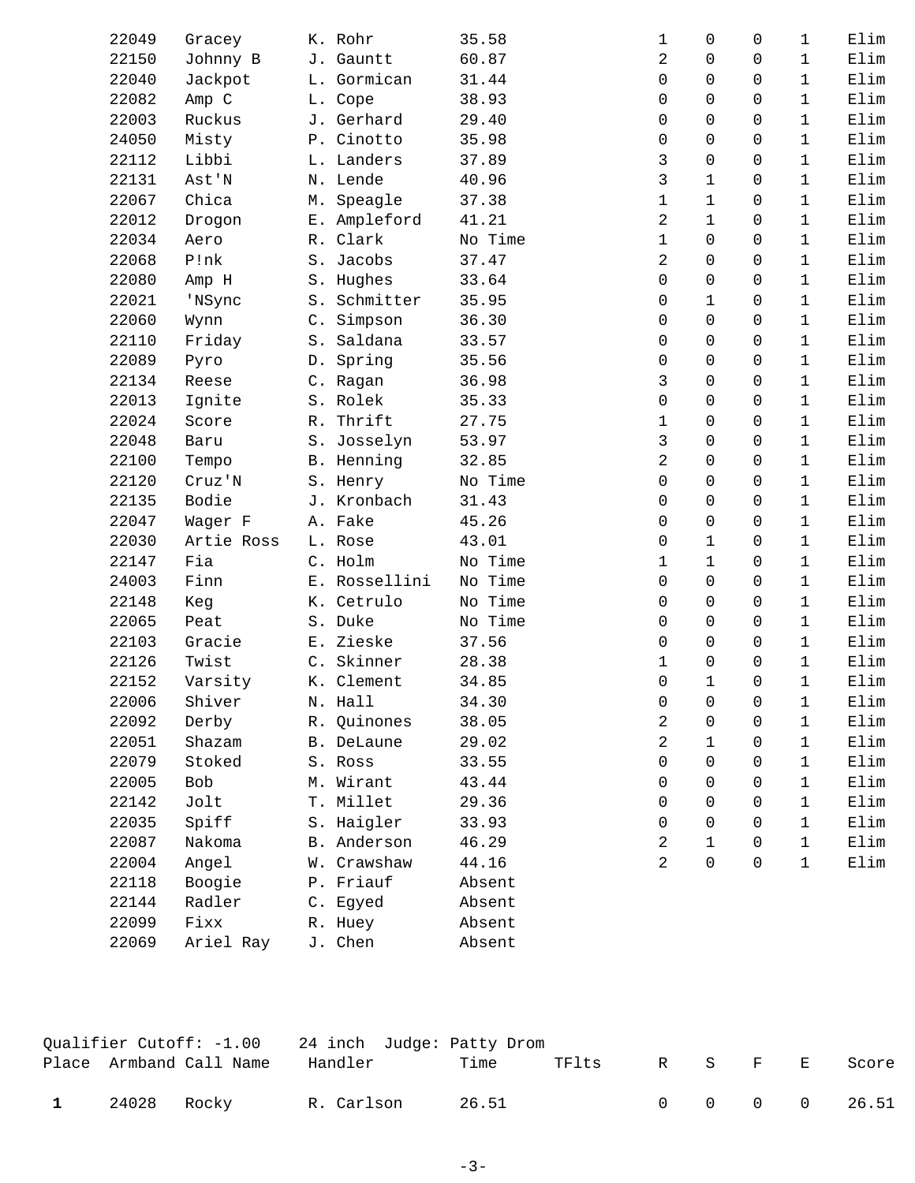| | | | | | | | | | | |
|---|---|---|---|---|---|---|---|---|---|---|
| | 22049 | Gracey | K. Rohr | 35.58 | | 1 | 0 | 0 | 1 | Elim |
| | 22150 | Johnny B | J. Gauntt | 60.87 | | 2 | 0 | 0 | 1 | Elim |
| | 22040 | Jackpot | L. Gormican | 31.44 | | 0 | 0 | 0 | 1 | Elim |
| | 22082 | Amp C | L. Cope | 38.93 | | 0 | 0 | 0 | 1 | Elim |
| | 22003 | Ruckus | J. Gerhard | 29.40 | | 0 | 0 | 0 | 1 | Elim |
| | 24050 | Misty | P. Cinotto | 35.98 | | 0 | 0 | 0 | 1 | Elim |
| | 22112 | Libbi | L. Landers | 37.89 | | 3 | 0 | 0 | 1 | Elim |
| | 22131 | Ast'N | N. Lende | 40.96 | | 3 | 1 | 0 | 1 | Elim |
| | 22067 | Chica | M. Speagle | 37.38 | | 1 | 1 | 0 | 1 | Elim |
| | 22012 | Drogon | E. Ampleford | 41.21 | | 2 | 1 | 0 | 1 | Elim |
| | 22034 | Aero | R. Clark | No Time | | 1 | 0 | 0 | 1 | Elim |
| | 22068 | P!nk | S. Jacobs | 37.47 | | 2 | 0 | 0 | 1 | Elim |
| | 22080 | Amp H | S. Hughes | 33.64 | | 0 | 0 | 0 | 1 | Elim |
| | 22021 | 'NSync | S. Schmitter | 35.95 | | 0 | 1 | 0 | 1 | Elim |
| | 22060 | Wynn | C. Simpson | 36.30 | | 0 | 0 | 0 | 1 | Elim |
| | 22110 | Friday | S. Saldana | 33.57 | | 0 | 0 | 0 | 1 | Elim |
| | 22089 | Pyro | D. Spring | 35.56 | | 0 | 0 | 0 | 1 | Elim |
| | 22134 | Reese | C. Ragan | 36.98 | | 3 | 0 | 0 | 1 | Elim |
| | 22013 | Ignite | S. Rolek | 35.33 | | 0 | 0 | 0 | 1 | Elim |
| | 22024 | Score | R. Thrift | 27.75 | | 1 | 0 | 0 | 1 | Elim |
| | 22048 | Baru | S. Josselyn | 53.97 | | 3 | 0 | 0 | 1 | Elim |
| | 22100 | Tempo | B. Henning | 32.85 | | 2 | 0 | 0 | 1 | Elim |
| | 22120 | Cruz'N | S. Henry | No Time | | 0 | 0 | 0 | 1 | Elim |
| | 22135 | Bodie | J. Kronbach | 31.43 | | 0 | 0 | 0 | 1 | Elim |
| | 22047 | Wager F | A. Fake | 45.26 | | 0 | 0 | 0 | 1 | Elim |
| | 22030 | Artie Ross | L. Rose | 43.01 | | 0 | 1 | 0 | 1 | Elim |
| | 22147 | Fia | C. Holm | No Time | | 1 | 1 | 0 | 1 | Elim |
| | 24003 | Finn | E. Rossellini | No Time | | 0 | 0 | 0 | 1 | Elim |
| | 22148 | Keg | K. Cetrulo | No Time | | 0 | 0 | 0 | 1 | Elim |
| | 22065 | Peat | S. Duke | No Time | | 0 | 0 | 0 | 1 | Elim |
| | 22103 | Gracie | E. Zieske | 37.56 | | 0 | 0 | 0 | 1 | Elim |
| | 22126 | Twist | C. Skinner | 28.38 | | 1 | 0 | 0 | 1 | Elim |
| | 22152 | Varsity | K. Clement | 34.85 | | 0 | 1 | 0 | 1 | Elim |
| | 22006 | Shiver | N. Hall | 34.30 | | 0 | 0 | 0 | 1 | Elim |
| | 22092 | Derby | R. Quinones | 38.05 | | 2 | 0 | 0 | 1 | Elim |
| | 22051 | Shazam | B. DeLaune | 29.02 | | 2 | 1 | 0 | 1 | Elim |
| | 22079 | Stoked | S. Ross | 33.55 | | 0 | 0 | 0 | 1 | Elim |
| | 22005 | Bob | M. Wirant | 43.44 | | 0 | 0 | 0 | 1 | Elim |
| | 22142 | Jolt | T. Millet | 29.36 | | 0 | 0 | 0 | 1 | Elim |
| | 22035 | Spiff | S. Haigler | 33.93 | | 0 | 0 | 0 | 1 | Elim |
| | 22087 | Nakoma | B. Anderson | 46.29 | | 2 | 1 | 0 | 1 | Elim |
| | 22004 | Angel | W. Crawshaw | 44.16 | | 2 | 0 | 0 | 1 | Elim |
| | 22118 | Boogie | P. Friauf | Absent | | | | | | |
| | 22144 | Radler | C. Egyed | Absent | | | | | | |
| | 22099 | Fixx | R. Huey | Absent | | | | | | |
| | 22069 | Ariel Ray | J. Chen | Absent | | | | | | |

Qualifier Cutoff: -1.00    24 inch  Judge: Patty Drom

| Place | Armband | Call Name | Handler | Time | TFlts | R | S | F | E | Score |
|---|---|---|---|---|---|---|---|---|---|---|
| **1** | 24028 | Rocky | R. Carlson | 26.51 | | 0 | 0 | 0 | 0 | 26.51 |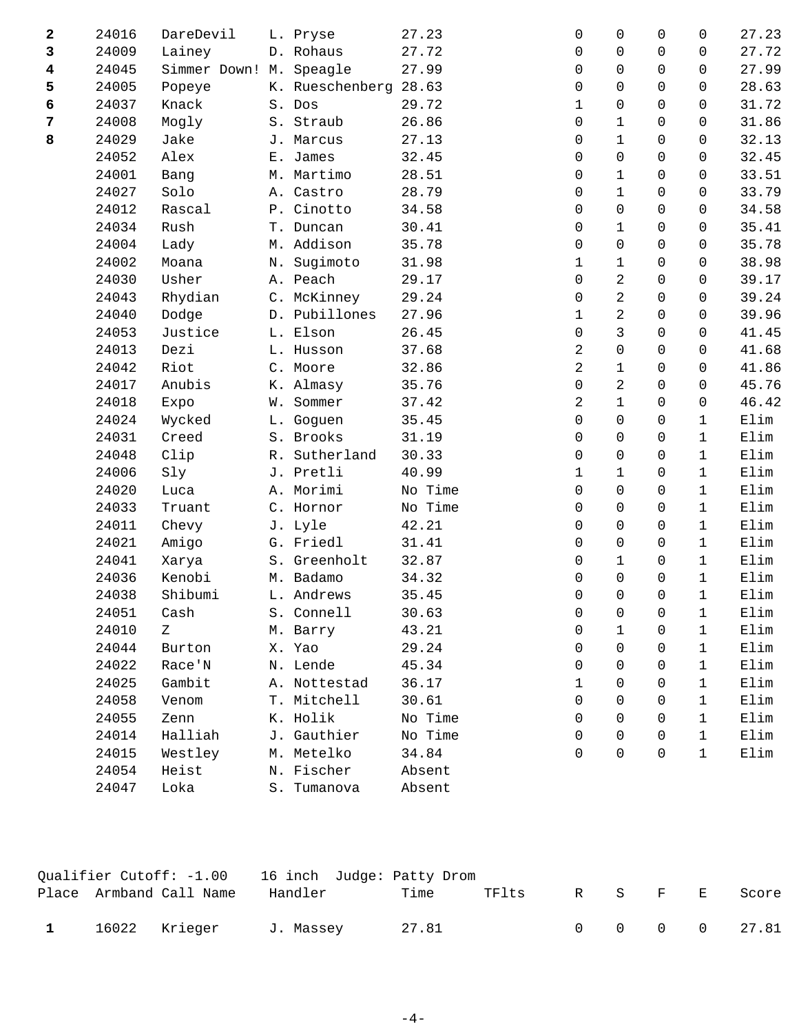| Place | Armband | Call Name | Handler | Time | TFlts | R | S | F | E | Score |
|---|---|---|---|---|---|---|---|---|---|---|
| **2** | 24016 | DareDevil | L. Pryse | 27.23 | | 0 | 0 | 0 | 0 | 27.23 |
| **3** | 24009 | Lainey | D. Rohaus | 27.72 | | 0 | 0 | 0 | 0 | 27.72 |
| **4** | 24045 | Simmer Down! | M. Speagle | 27.99 | | 0 | 0 | 0 | 0 | 27.99 |
| **5** | 24005 | Popeye | K. Rueschenberg | 28.63 | | 0 | 0 | 0 | 0 | 28.63 |
| **6** | 24037 | Knack | S. Dos | 29.72 | | 1 | 0 | 0 | 0 | 31.72 |
| **7** | 24008 | Mogly | S. Straub | 26.86 | | 0 | 1 | 0 | 0 | 31.86 |
| **8** | 24029 | Jake | J. Marcus | 27.13 | | 0 | 1 | 0 | 0 | 32.13 |
| | 24052 | Alex | E. James | 32.45 | | 0 | 0 | 0 | 0 | 32.45 |
| | 24001 | Bang | M. Martimo | 28.51 | | 0 | 1 | 0 | 0 | 33.51 |
| | 24027 | Solo | A. Castro | 28.79 | | 0 | 1 | 0 | 0 | 33.79 |
| | 24012 | Rascal | P. Cinotto | 34.58 | | 0 | 0 | 0 | 0 | 34.58 |
| | 24034 | Rush | T. Duncan | 30.41 | | 0 | 1 | 0 | 0 | 35.41 |
| | 24004 | Lady | M. Addison | 35.78 | | 0 | 0 | 0 | 0 | 35.78 |
| | 24002 | Moana | N. Sugimoto | 31.98 | | 1 | 1 | 0 | 0 | 38.98 |
| | 24030 | Usher | A. Peach | 29.17 | | 0 | 2 | 0 | 0 | 39.17 |
| | 24043 | Rhydian | C. McKinney | 29.24 | | 0 | 2 | 0 | 0 | 39.24 |
| | 24040 | Dodge | D. Pubillones | 27.96 | | 1 | 2 | 0 | 0 | 39.96 |
| | 24053 | Justice | L. Elson | 26.45 | | 0 | 3 | 0 | 0 | 41.45 |
| | 24013 | Dezi | L. Husson | 37.68 | | 2 | 0 | 0 | 0 | 41.68 |
| | 24042 | Riot | C. Moore | 32.86 | | 2 | 1 | 0 | 0 | 41.86 |
| | 24017 | Anubis | K. Almasy | 35.76 | | 0 | 2 | 0 | 0 | 45.76 |
| | 24018 | Expo | W. Sommer | 37.42 | | 2 | 1 | 0 | 0 | 46.42 |
| | 24024 | Wycked | L. Goguen | 35.45 | | 0 | 0 | 0 | 1 | Elim |
| | 24031 | Creed | S. Brooks | 31.19 | | 0 | 0 | 0 | 1 | Elim |
| | 24048 | Clip | R. Sutherland | 30.33 | | 0 | 0 | 0 | 1 | Elim |
| | 24006 | Sly | J. Pretli | 40.99 | | 1 | 1 | 0 | 1 | Elim |
| | 24020 | Luca | A. Morimi | No Time | | 0 | 0 | 0 | 1 | Elim |
| | 24033 | Truant | C. Hornor | No Time | | 0 | 0 | 0 | 1 | Elim |
| | 24011 | Chevy | J. Lyle | 42.21 | | 0 | 0 | 0 | 1 | Elim |
| | 24021 | Amigo | G. Friedl | 31.41 | | 0 | 0 | 0 | 1 | Elim |
| | 24041 | Xarya | S. Greenholt | 32.87 | | 0 | 1 | 0 | 1 | Elim |
| | 24036 | Kenobi | M. Badamo | 34.32 | | 0 | 0 | 0 | 1 | Elim |
| | 24038 | Shibumi | L. Andrews | 35.45 | | 0 | 0 | 0 | 1 | Elim |
| | 24051 | Cash | S. Connell | 30.63 | | 0 | 0 | 0 | 1 | Elim |
| | 24010 | Z | M. Barry | 43.21 | | 0 | 1 | 0 | 1 | Elim |
| | 24044 | Burton | X. Yao | 29.24 | | 0 | 0 | 0 | 1 | Elim |
| | 24022 | Race'N | N. Lende | 45.34 | | 0 | 0 | 0 | 1 | Elim |
| | 24025 | Gambit | A. Nottestad | 36.17 | | 1 | 0 | 0 | 1 | Elim |
| | 24058 | Venom | T. Mitchell | 30.61 | | 0 | 0 | 0 | 1 | Elim |
| | 24055 | Zenn | K. Holik | No Time | | 0 | 0 | 0 | 1 | Elim |
| | 24014 | Halliah | J. Gauthier | No Time | | 0 | 0 | 0 | 1 | Elim |
| | 24015 | Westley | M. Metelko | 34.84 | | 0 | 0 | 0 | 1 | Elim |
| | 24054 | Heist | N. Fischer | Absent | | | | | | |
| | 24047 | Loka | S. Tumanova | Absent | | | | | | |

Qualifier Cutoff: -1.00    16 inch  Judge: Patty Drom

| Place | Armband | Call Name | Handler | Time | TFlts | R | S | F | E | Score |
|---|---|---|---|---|---|---|---|---|---|---|
| **1** | 16022 | Krieger | J. Massey | 27.81 | | 0 | 0 | 0 | 0 | 27.81 |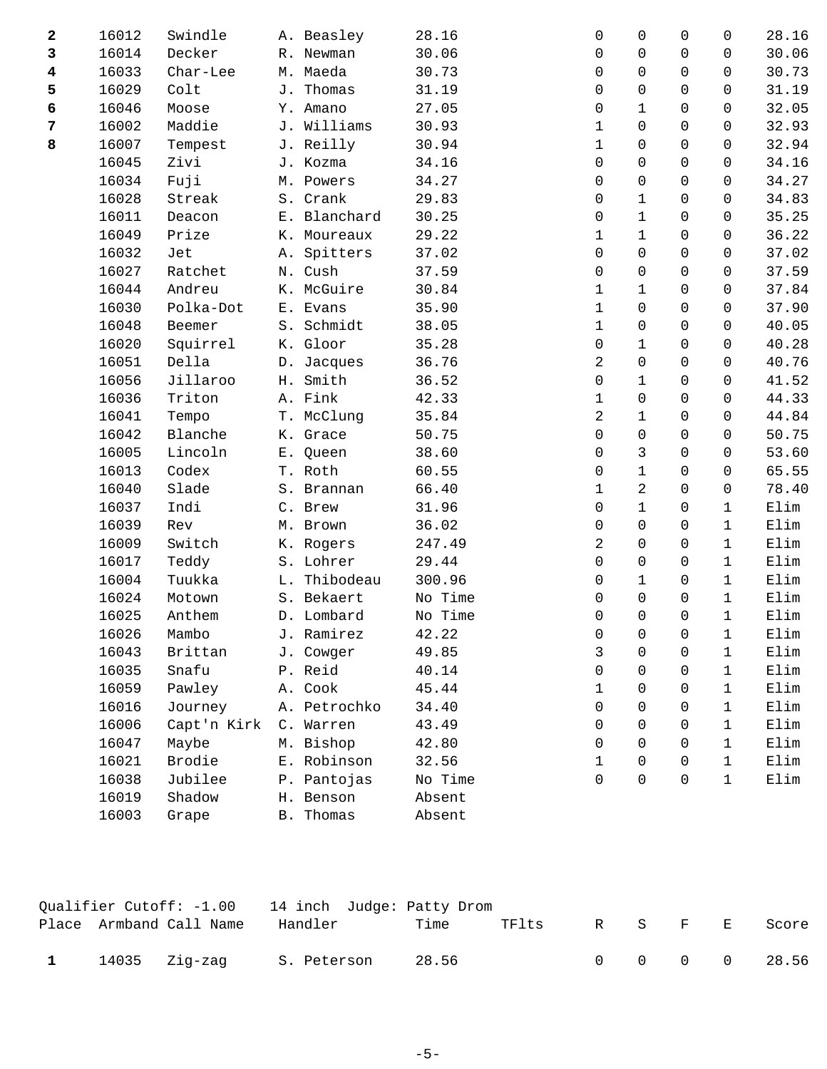| Place | Armband | Call Name | Handler | Time | TFlts | R | S | F | E | Score |
|---|---|---|---|---|---|---|---|---|---|---|
| **2** | 16012 | Swindle | A. Beasley | 28.16 | | 0 | 0 | 0 | 0 | 28.16 |
| **3** | 16014 | Decker | R. Newman | 30.06 | | 0 | 0 | 0 | 0 | 30.06 |
| **4** | 16033 | Char-Lee | M. Maeda | 30.73 | | 0 | 0 | 0 | 0 | 30.73 |
| **5** | 16029 | Colt | J. Thomas | 31.19 | | 0 | 0 | 0 | 0 | 31.19 |
| **6** | 16046 | Moose | Y. Amano | 27.05 | | 0 | 1 | 0 | 0 | 32.05 |
| **7** | 16002 | Maddie | J. Williams | 30.93 | | 1 | 0 | 0 | 0 | 32.93 |
| **8** | 16007 | Tempest | J. Reilly | 30.94 | | 1 | 0 | 0 | 0 | 32.94 |
| | 16045 | Zivi | J. Kozma | 34.16 | | 0 | 0 | 0 | 0 | 34.16 |
| | 16034 | Fuji | M. Powers | 34.27 | | 0 | 0 | 0 | 0 | 34.27 |
| | 16028 | Streak | S. Crank | 29.83 | | 0 | 1 | 0 | 0 | 34.83 |
| | 16011 | Deacon | E. Blanchard | 30.25 | | 0 | 1 | 0 | 0 | 35.25 |
| | 16049 | Prize | K. Moureaux | 29.22 | | 1 | 1 | 0 | 0 | 36.22 |
| | 16032 | Jet | A. Spitters | 37.02 | | 0 | 0 | 0 | 0 | 37.02 |
| | 16027 | Ratchet | N. Cush | 37.59 | | 0 | 0 | 0 | 0 | 37.59 |
| | 16044 | Andreu | K. McGuire | 30.84 | | 1 | 1 | 0 | 0 | 37.84 |
| | 16030 | Polka-Dot | E. Evans | 35.90 | | 1 | 0 | 0 | 0 | 37.90 |
| | 16048 | Beemer | S. Schmidt | 38.05 | | 1 | 0 | 0 | 0 | 40.05 |
| | 16020 | Squirrel | K. Gloor | 35.28 | | 0 | 1 | 0 | 0 | 40.28 |
| | 16051 | Della | D. Jacques | 36.76 | | 2 | 0 | 0 | 0 | 40.76 |
| | 16056 | Jillaroo | H. Smith | 36.52 | | 0 | 1 | 0 | 0 | 41.52 |
| | 16036 | Triton | A. Fink | 42.33 | | 1 | 0 | 0 | 0 | 44.33 |
| | 16041 | Tempo | T. McClung | 35.84 | | 2 | 1 | 0 | 0 | 44.84 |
| | 16042 | Blanche | K. Grace | 50.75 | | 0 | 0 | 0 | 0 | 50.75 |
| | 16005 | Lincoln | E. Queen | 38.60 | | 0 | 3 | 0 | 0 | 53.60 |
| | 16013 | Codex | T. Roth | 60.55 | | 0 | 1 | 0 | 0 | 65.55 |
| | 16040 | Slade | S. Brannan | 66.40 | | 1 | 2 | 0 | 0 | 78.40 |
| | 16037 | Indi | C. Brew | 31.96 | | 0 | 1 | 0 | 1 | Elim |
| | 16039 | Rev | M. Brown | 36.02 | | 0 | 0 | 0 | 1 | Elim |
| | 16009 | Switch | K. Rogers | 247.49 | | 2 | 0 | 0 | 1 | Elim |
| | 16017 | Teddy | S. Lohrer | 29.44 | | 0 | 0 | 0 | 1 | Elim |
| | 16004 | Tuukka | L. Thibodeau | 300.96 | | 0 | 1 | 0 | 1 | Elim |
| | 16024 | Motown | S. Bekaert | No Time | | 0 | 0 | 0 | 1 | Elim |
| | 16025 | Anthem | D. Lombard | No Time | | 0 | 0 | 0 | 1 | Elim |
| | 16026 | Mambo | J. Ramirez | 42.22 | | 0 | 0 | 0 | 1 | Elim |
| | 16043 | Brittan | J. Cowger | 49.85 | | 3 | 0 | 0 | 1 | Elim |
| | 16035 | Snafu | P. Reid | 40.14 | | 0 | 0 | 0 | 1 | Elim |
| | 16059 | Pawley | A. Cook | 45.44 | | 1 | 0 | 0 | 1 | Elim |
| | 16016 | Journey | A. Petrochko | 34.40 | | 0 | 0 | 0 | 1 | Elim |
| | 16006 | Capt'n Kirk | C. Warren | 43.49 | | 0 | 0 | 0 | 1 | Elim |
| | 16047 | Maybe | M. Bishop | 42.80 | | 0 | 0 | 0 | 1 | Elim |
| | 16021 | Brodie | E. Robinson | 32.56 | | 1 | 0 | 0 | 1 | Elim |
| | 16038 | Jubilee | P. Pantojas | No Time | | 0 | 0 | 0 | 1 | Elim |
| | 16019 | Shadow | H. Benson | Absent | | | | | | |
| | 16003 | Grape | B. Thomas | Absent | | | | | | |

Qualifier Cutoff: -1.00    14 inch  Judge: Patty Drom

| Place | Armband | Call Name | Handler | Time | TFlts | R | S | F | E | Score |
|---|---|---|---|---|---|---|---|---|---|---|
| **1** | 14035 | Zig-zag | S. Peterson | 28.56 | | 0 | 0 | 0 | 0 | 28.56 |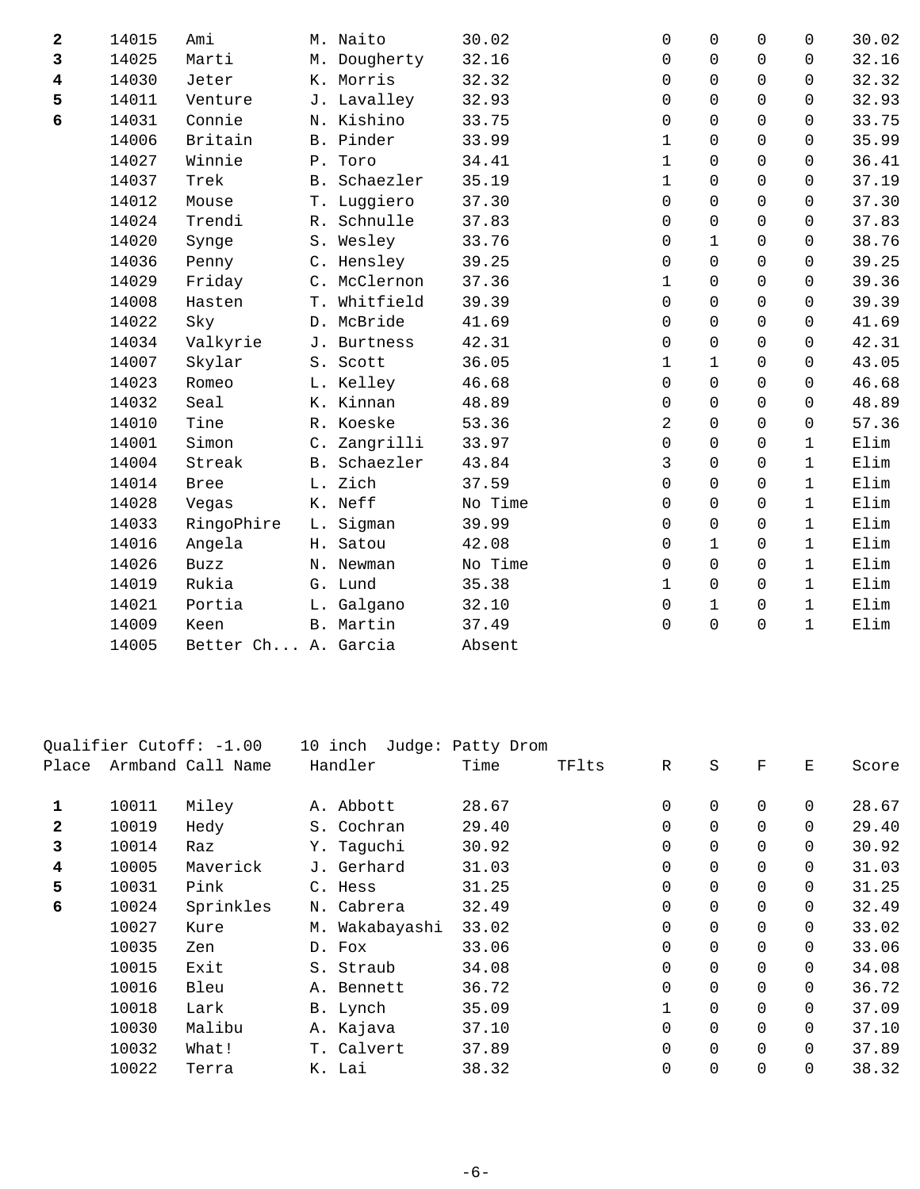| Place | Armband | Call Name | Handler | Time | TFlts | R | S | F | E | Score |
|---|---|---|---|---|---|---|---|---|---|---|
| **2** | 14015 | Ami | M. Naito | 30.02 | | 0 | 0 | 0 | 0 | 30.02 |
| **3** | 14025 | Marti | M. Dougherty | 32.16 | | 0 | 0 | 0 | 0 | 32.16 |
| **4** | 14030 | Jeter | K. Morris | 32.32 | | 0 | 0 | 0 | 0 | 32.32 |
| **5** | 14011 | Venture | J. Lavalley | 32.93 | | 0 | 0 | 0 | 0 | 32.93 |
| **6** | 14031 | Connie | N. Kishino | 33.75 | | 0 | 0 | 0 | 0 | 33.75 |
| | 14006 | Britain | B. Pinder | 33.99 | | 1 | 0 | 0 | 0 | 35.99 |
| | 14027 | Winnie | P. Toro | 34.41 | | 1 | 0 | 0 | 0 | 36.41 |
| | 14037 | Trek | B. Schaezler | 35.19 | | 1 | 0 | 0 | 0 | 37.19 |
| | 14012 | Mouse | T. Luggiero | 37.30 | | 0 | 0 | 0 | 0 | 37.30 |
| | 14024 | Trendi | R. Schnulle | 37.83 | | 0 | 0 | 0 | 0 | 37.83 |
| | 14020 | Synge | S. Wesley | 33.76 | | 0 | 1 | 0 | 0 | 38.76 |
| | 14036 | Penny | C. Hensley | 39.25 | | 0 | 0 | 0 | 0 | 39.25 |
| | 14029 | Friday | C. McClernon | 37.36 | | 1 | 0 | 0 | 0 | 39.36 |
| | 14008 | Hasten | T. Whitfield | 39.39 | | 0 | 0 | 0 | 0 | 39.39 |
| | 14022 | Sky | D. McBride | 41.69 | | 0 | 0 | 0 | 0 | 41.69 |
| | 14034 | Valkyrie | J. Burtness | 42.31 | | 0 | 0 | 0 | 0 | 42.31 |
| | 14007 | Skylar | S. Scott | 36.05 | | 1 | 1 | 0 | 0 | 43.05 |
| | 14023 | Romeo | L. Kelley | 46.68 | | 0 | 0 | 0 | 0 | 46.68 |
| | 14032 | Seal | K. Kinnan | 48.89 | | 0 | 0 | 0 | 0 | 48.89 |
| | 14010 | Tine | R. Koeske | 53.36 | | 2 | 0 | 0 | 0 | 57.36 |
| | 14001 | Simon | C. Zangrilli | 33.97 | | 0 | 0 | 0 | 1 | Elim |
| | 14004 | Streak | B. Schaezler | 43.84 | | 3 | 0 | 0 | 1 | Elim |
| | 14014 | Bree | L. Zich | 37.59 | | 0 | 0 | 0 | 1 | Elim |
| | 14028 | Vegas | K. Neff | No Time | | 0 | 0 | 0 | 1 | Elim |
| | 14033 | RingoPhire | L. Sigman | 39.99 | | 0 | 0 | 0 | 1 | Elim |
| | 14016 | Angela | H. Satou | 42.08 | | 0 | 1 | 0 | 1 | Elim |
| | 14026 | Buzz | N. Newman | No Time | | 0 | 0 | 0 | 1 | Elim |
| | 14019 | Rukia | G. Lund | 35.38 | | 1 | 0 | 0 | 1 | Elim |
| | 14021 | Portia | L. Galgano | 32.10 | | 0 | 1 | 0 | 1 | Elim |
| | 14009 | Keen | B. Martin | 37.49 | | 0 | 0 | 0 | 1 | Elim |
| | 14005 | Better Ch... | A. Garcia | Absent | | | | | | |

Qualifier Cutoff: -1.00    10 inch  Judge: Patty Drom

| Place | Armband | Call Name | Handler | Time | TFlts | R | S | F | E | Score |
|---|---|---|---|---|---|---|---|---|---|---|
| **1** | 10011 | Miley | A. Abbott | 28.67 | | 0 | 0 | 0 | 0 | 28.67 |
| **2** | 10019 | Hedy | S. Cochran | 29.40 | | 0 | 0 | 0 | 0 | 29.40 |
| **3** | 10014 | Raz | Y. Taguchi | 30.92 | | 0 | 0 | 0 | 0 | 30.92 |
| **4** | 10005 | Maverick | J. Gerhard | 31.03 | | 0 | 0 | 0 | 0 | 31.03 |
| **5** | 10031 | Pink | C. Hess | 31.25 | | 0 | 0 | 0 | 0 | 31.25 |
| **6** | 10024 | Sprinkles | N. Cabrera | 32.49 | | 0 | 0 | 0 | 0 | 32.49 |
| | 10027 | Kure | M. Wakabayashi | 33.02 | | 0 | 0 | 0 | 0 | 33.02 |
| | 10035 | Zen | D. Fox | 33.06 | | 0 | 0 | 0 | 0 | 33.06 |
| | 10015 | Exit | S. Straub | 34.08 | | 0 | 0 | 0 | 0 | 34.08 |
| | 10016 | Bleu | A. Bennett | 36.72 | | 0 | 0 | 0 | 0 | 36.72 |
| | 10018 | Lark | B. Lynch | 35.09 | | 1 | 0 | 0 | 0 | 37.09 |
| | 10030 | Malibu | A. Kajava | 37.10 | | 0 | 0 | 0 | 0 | 37.10 |
| | 10032 | What! | T. Calvert | 37.89 | | 0 | 0 | 0 | 0 | 37.89 |
| | 10022 | Terra | K. Lai | 38.32 | | 0 | 0 | 0 | 0 | 38.32 |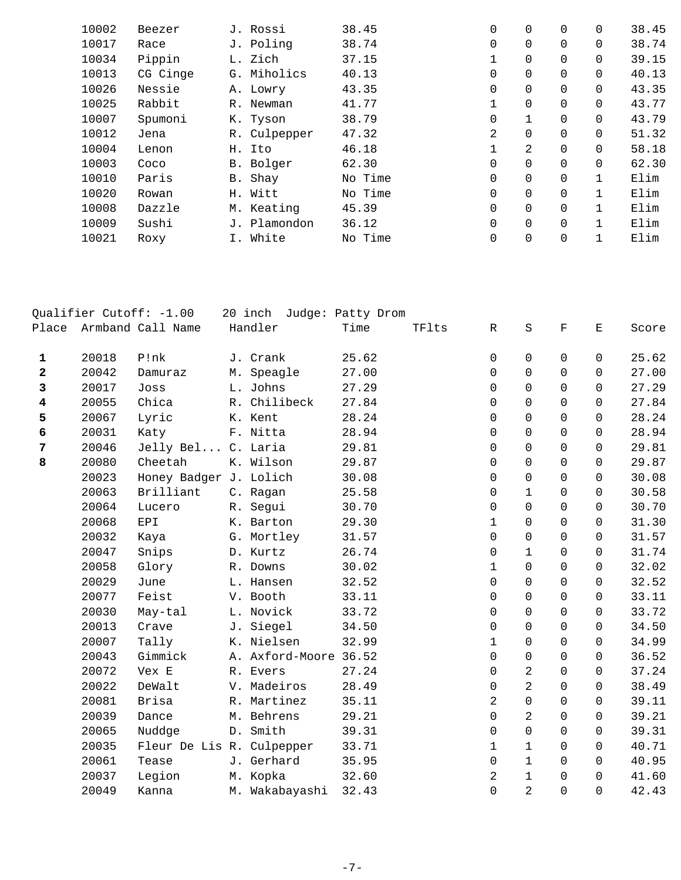| Place | Armband | Call Name | Handler | Time | TFlts | R | S | F | E | Score |
|---|---|---|---|---|---|---|---|---|---|---|
| | 10002 | Beezer | J. Rossi | 38.45 | | 0 | 0 | 0 | 0 | 38.45 |
| | 10017 | Race | J. Poling | 38.74 | | 0 | 0 | 0 | 0 | 38.74 |
| | 10034 | Pippin | L. Zich | 37.15 | | 1 | 0 | 0 | 0 | 39.15 |
| | 10013 | CG Cinge | G. Miholics | 40.13 | | 0 | 0 | 0 | 0 | 40.13 |
| | 10026 | Nessie | A. Lowry | 43.35 | | 0 | 0 | 0 | 0 | 43.35 |
| | 10025 | Rabbit | R. Newman | 41.77 | | 1 | 0 | 0 | 0 | 43.77 |
| | 10007 | Spumoni | K. Tyson | 38.79 | | 0 | 1 | 0 | 0 | 43.79 |
| | 10012 | Jena | R. Culpepper | 47.32 | | 2 | 0 | 0 | 0 | 51.32 |
| | 10004 | Lenon | H. Ito | 46.18 | | 1 | 2 | 0 | 0 | 58.18 |
| | 10003 | Coco | B. Bolger | 62.30 | | 0 | 0 | 0 | 0 | 62.30 |
| | 10010 | Paris | B. Shay | No Time | | 0 | 0 | 0 | 1 | Elim |
| | 10020 | Rowan | H. Witt | No Time | | 0 | 0 | 0 | 1 | Elim |
| | 10008 | Dazzle | M. Keating | 45.39 | | 0 | 0 | 0 | 1 | Elim |
| | 10009 | Sushi | J. Plamondon | 36.12 | | 0 | 0 | 0 | 1 | Elim |
| | 10021 | Roxy | I. White | No Time | | 0 | 0 | 0 | 1 | Elim |

Qualifier Cutoff: -1.00    20 inch  Judge: Patty Drom

| Place | Armband | Call Name | Handler | Time | TFlts | R | S | F | E | Score |
|---|---|---|---|---|---|---|---|---|---|---|
| **1** | 20018 | P!nk | J. Crank | 25.62 | | 0 | 0 | 0 | 0 | 25.62 |
| **2** | 20042 | Damuraz | M. Speagle | 27.00 | | 0 | 0 | 0 | 0 | 27.00 |
| **3** | 20017 | Joss | L. Johns | 27.29 | | 0 | 0 | 0 | 0 | 27.29 |
| **4** | 20055 | Chica | R. Chilibeck | 27.84 | | 0 | 0 | 0 | 0 | 27.84 |
| **5** | 20067 | Lyric | K. Kent | 28.24 | | 0 | 0 | 0 | 0 | 28.24 |
| **6** | 20031 | Katy | F. Nitta | 28.94 | | 0 | 0 | 0 | 0 | 28.94 |
| **7** | 20046 | Jelly Bel... | C. Laria | 29.81 | | 0 | 0 | 0 | 0 | 29.81 |
| **8** | 20080 | Cheetah | K. Wilson | 29.87 | | 0 | 0 | 0 | 0 | 29.87 |
| | 20023 | Honey Badger | J. Lolich | 30.08 | | 0 | 0 | 0 | 0 | 30.08 |
| | 20063 | Brilliant | C. Ragan | 25.58 | | 0 | 1 | 0 | 0 | 30.58 |
| | 20064 | Lucero | R. Segui | 30.70 | | 0 | 0 | 0 | 0 | 30.70 |
| | 20068 | EPI | K. Barton | 29.30 | | 1 | 0 | 0 | 0 | 31.30 |
| | 20032 | Kaya | G. Mortley | 31.57 | | 0 | 0 | 0 | 0 | 31.57 |
| | 20047 | Snips | D. Kurtz | 26.74 | | 0 | 1 | 0 | 0 | 31.74 |
| | 20058 | Glory | R. Downs | 30.02 | | 1 | 0 | 0 | 0 | 32.02 |
| | 20029 | June | L. Hansen | 32.52 | | 0 | 0 | 0 | 0 | 32.52 |
| | 20077 | Feist | V. Booth | 33.11 | | 0 | 0 | 0 | 0 | 33.11 |
| | 20030 | May-tal | L. Novick | 33.72 | | 0 | 0 | 0 | 0 | 33.72 |
| | 20013 | Crave | J. Siegel | 34.50 | | 0 | 0 | 0 | 0 | 34.50 |
| | 20007 | Tally | K. Nielsen | 32.99 | | 1 | 0 | 0 | 0 | 34.99 |
| | 20043 | Gimmick | A. Axford-Moore | 36.52 | | 0 | 0 | 0 | 0 | 36.52 |
| | 20072 | Vex E | R. Evers | 27.24 | | 0 | 2 | 0 | 0 | 37.24 |
| | 20022 | DeWalt | V. Madeiros | 28.49 | | 0 | 2 | 0 | 0 | 38.49 |
| | 20081 | Brisa | R. Martinez | 35.11 | | 2 | 0 | 0 | 0 | 39.11 |
| | 20039 | Dance | M. Behrens | 29.21 | | 0 | 2 | 0 | 0 | 39.21 |
| | 20065 | Nuddge | D. Smith | 39.31 | | 0 | 0 | 0 | 0 | 39.31 |
| | 20035 | Fleur De Lis | R. Culpepper | 33.71 | | 1 | 1 | 0 | 0 | 40.71 |
| | 20061 | Tease | J. Gerhard | 35.95 | | 0 | 1 | 0 | 0 | 40.95 |
| | 20037 | Legion | M. Kopka | 32.60 | | 2 | 1 | 0 | 0 | 41.60 |
| | 20049 | Kanna | M. Wakabayashi | 32.43 | | 0 | 2 | 0 | 0 | 42.43 |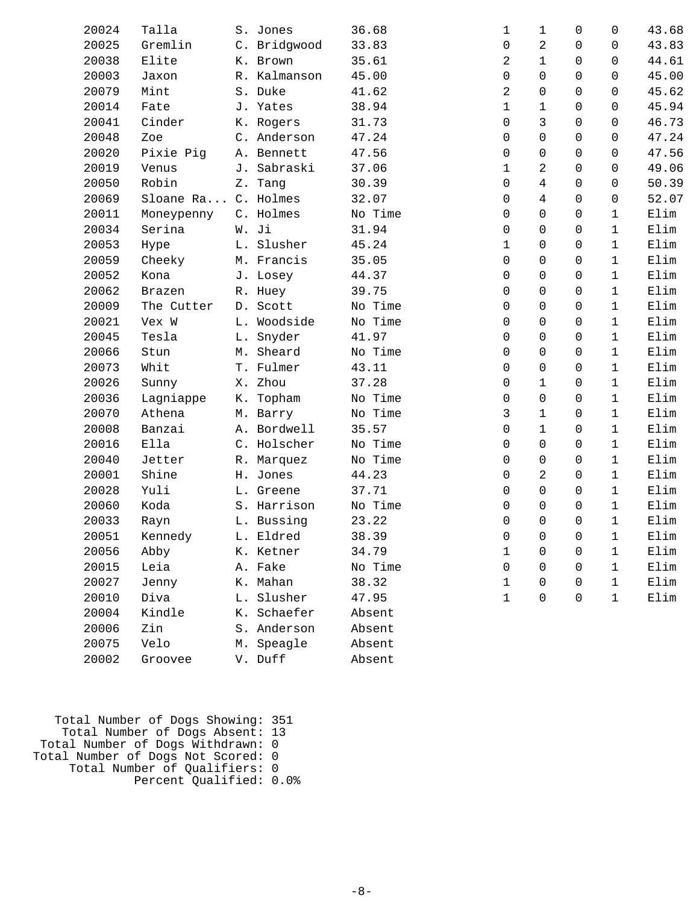| | | | | | | | | |
|---|---|---|---|---|---|---|---|---|
| 20024 | Talla | S. Jones | 36.68 | 1 | 1 | 0 | 0 | 43.68 |
| 20025 | Gremlin | C. Bridgwood | 33.83 | 0 | 2 | 0 | 0 | 43.83 |
| 20038 | Elite | K. Brown | 35.61 | 2 | 1 | 0 | 0 | 44.61 |
| 20003 | Jaxon | R. Kalmanson | 45.00 | 0 | 0 | 0 | 0 | 45.00 |
| 20079 | Mint | S. Duke | 41.62 | 2 | 0 | 0 | 0 | 45.62 |
| 20014 | Fate | J. Yates | 38.94 | 1 | 1 | 0 | 0 | 45.94 |
| 20041 | Cinder | K. Rogers | 31.73 | 0 | 3 | 0 | 0 | 46.73 |
| 20048 | Zoe | C. Anderson | 47.24 | 0 | 0 | 0 | 0 | 47.24 |
| 20020 | Pixie Pig | A. Bennett | 47.56 | 0 | 0 | 0 | 0 | 47.56 |
| 20019 | Venus | J. Sabraski | 37.06 | 1 | 2 | 0 | 0 | 49.06 |
| 20050 | Robin | Z. Tang | 30.39 | 0 | 4 | 0 | 0 | 50.39 |
| 20069 | Sloane Ra... | C. Holmes | 32.07 | 0 | 4 | 0 | 0 | 52.07 |
| 20011 | Moneypenny | C. Holmes | No Time | 0 | 0 | 0 | 1 | Elim |
| 20034 | Serina | W. Ji | 31.94 | 0 | 0 | 0 | 1 | Elim |
| 20053 | Hype | L. Slusher | 45.24 | 1 | 0 | 0 | 1 | Elim |
| 20059 | Cheeky | M. Francis | 35.05 | 0 | 0 | 0 | 1 | Elim |
| 20052 | Kona | J. Losey | 44.37 | 0 | 0 | 0 | 1 | Elim |
| 20062 | Brazen | R. Huey | 39.75 | 0 | 0 | 0 | 1 | Elim |
| 20009 | The Cutter | D. Scott | No Time | 0 | 0 | 0 | 1 | Elim |
| 20021 | Vex W | L. Woodside | No Time | 0 | 0 | 0 | 1 | Elim |
| 20045 | Tesla | L. Snyder | 41.97 | 0 | 0 | 0 | 1 | Elim |
| 20066 | Stun | M. Sheard | No Time | 0 | 0 | 0 | 1 | Elim |
| 20073 | Whit | T. Fulmer | 43.11 | 0 | 0 | 0 | 1 | Elim |
| 20026 | Sunny | X. Zhou | 37.28 | 0 | 1 | 0 | 1 | Elim |
| 20036 | Lagniappe | K. Topham | No Time | 0 | 0 | 0 | 1 | Elim |
| 20070 | Athena | M. Barry | No Time | 3 | 1 | 0 | 1 | Elim |
| 20008 | Banzai | A. Bordwell | 35.57 | 0 | 1 | 0 | 1 | Elim |
| 20016 | Ella | C. Holscher | No Time | 0 | 0 | 0 | 1 | Elim |
| 20040 | Jetter | R. Marquez | No Time | 0 | 0 | 0 | 1 | Elim |
| 20001 | Shine | H. Jones | 44.23 | 0 | 2 | 0 | 1 | Elim |
| 20028 | Yuli | L. Greene | 37.71 | 0 | 0 | 0 | 1 | Elim |
| 20060 | Koda | S. Harrison | No Time | 0 | 0 | 0 | 1 | Elim |
| 20033 | Rayn | L. Bussing | 23.22 | 0 | 0 | 0 | 1 | Elim |
| 20051 | Kennedy | L. Eldred | 38.39 | 0 | 0 | 0 | 1 | Elim |
| 20056 | Abby | K. Ketner | 34.79 | 1 | 0 | 0 | 1 | Elim |
| 20015 | Leia | A. Fake | No Time | 0 | 0 | 0 | 1 | Elim |
| 20027 | Jenny | K. Mahan | 38.32 | 1 | 0 | 0 | 1 | Elim |
| 20010 | Diva | L. Slusher | 47.95 | 1 | 0 | 0 | 1 | Elim |
| 20004 | Kindle | K. Schaefer | Absent | | | | | |
| 20006 | Zin | S. Anderson | Absent | | | | | |
| 20075 | Velo | M. Speagle | Absent | | | | | |
| 20002 | Groovee | V. Duff | Absent | | | | | |

Total Number of Dogs Showing: 351
Total Number of Dogs Absent: 13
Total Number of Dogs Withdrawn: 0
Total Number of Dogs Not Scored: 0
Total Number of Qualifiers: 0
Percent Qualified: 0.0%